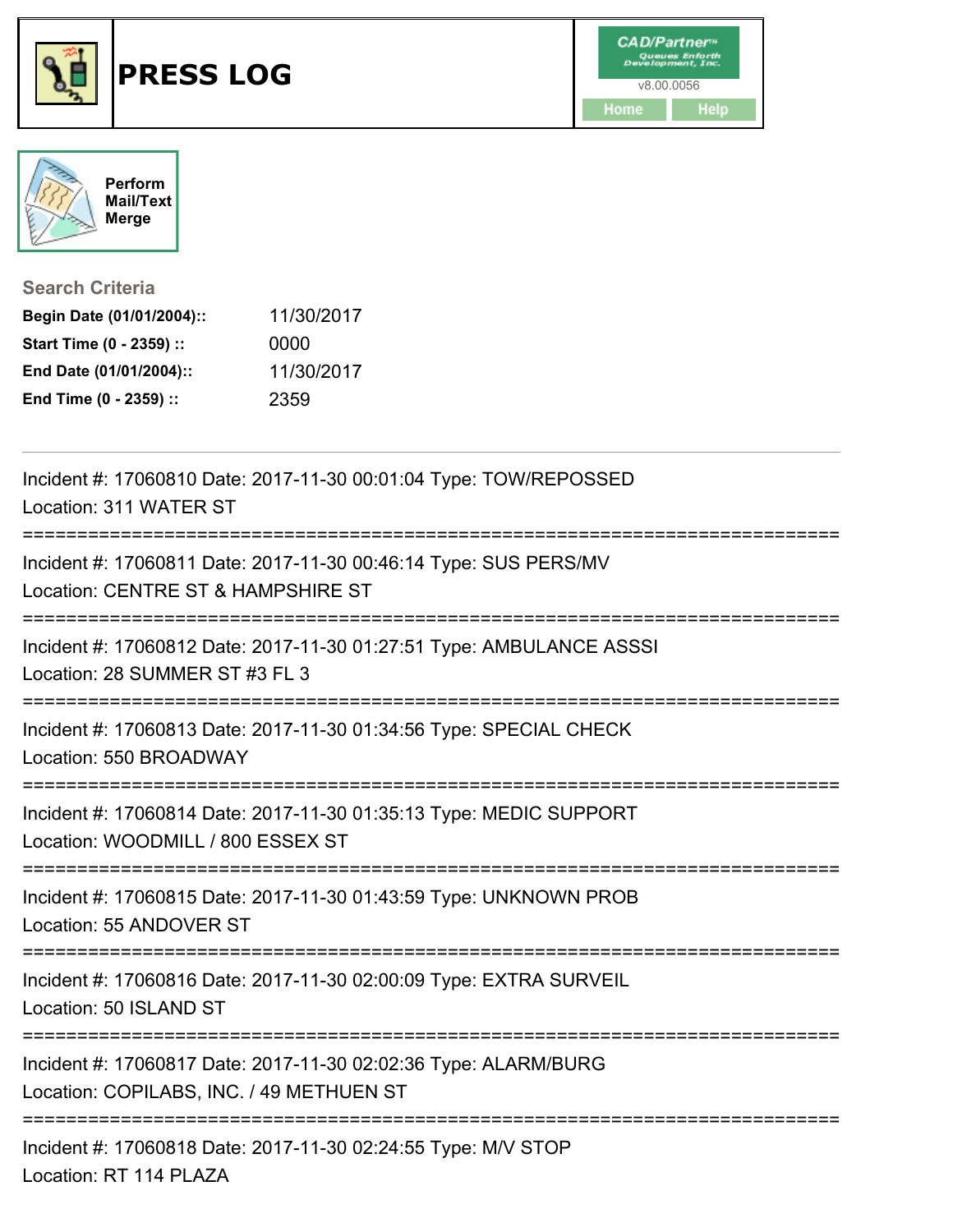# PRESS LOG

CAD/Partner™ v8.00.0056

Home | Help

Perform Mail/Text Merge

**Search Criteria**

| | |
|---|---|
| **Begin Date (01/01/2004)::** | 11/30/2017 |
| **Start Time (0 - 2359) ::** | 0000 |
| **End Date (01/01/2004)::** | 11/30/2017 |
| **End Time (0 - 2359) ::** | 2359 |

---

Incident #: 17060810 Date: 2017-11-30 00:01:04 Type: TOW/REPOSSED
Location: 311 WATER ST

===========================================================================

Incident #: 17060811 Date: 2017-11-30 00:46:14 Type: SUS PERS/MV
Location: CENTRE ST & HAMPSHIRE ST

===========================================================================

Incident #: 17060812 Date: 2017-11-30 01:27:51 Type: AMBULANCE ASSSI
Location: 28 SUMMER ST #3 FL 3

===========================================================================

Incident #: 17060813 Date: 2017-11-30 01:34:56 Type: SPECIAL CHECK
Location: 550 BROADWAY

===========================================================================

Incident #: 17060814 Date: 2017-11-30 01:35:13 Type: MEDIC SUPPORT
Location: WOODMILL / 800 ESSEX ST

===========================================================================

Incident #: 17060815 Date: 2017-11-30 01:43:59 Type: UNKNOWN PROB
Location: 55 ANDOVER ST

===========================================================================

Incident #: 17060816 Date: 2017-11-30 02:00:09 Type: EXTRA SURVEIL
Location: 50 ISLAND ST

===========================================================================

Incident #: 17060817 Date: 2017-11-30 02:02:36 Type: ALARM/BURG
Location: COPILABS, INC. / 49 METHUEN ST

===========================================================================

Incident #: 17060818 Date: 2017-11-30 02:24:55 Type: M/V STOP
Location: RT 114 PLAZA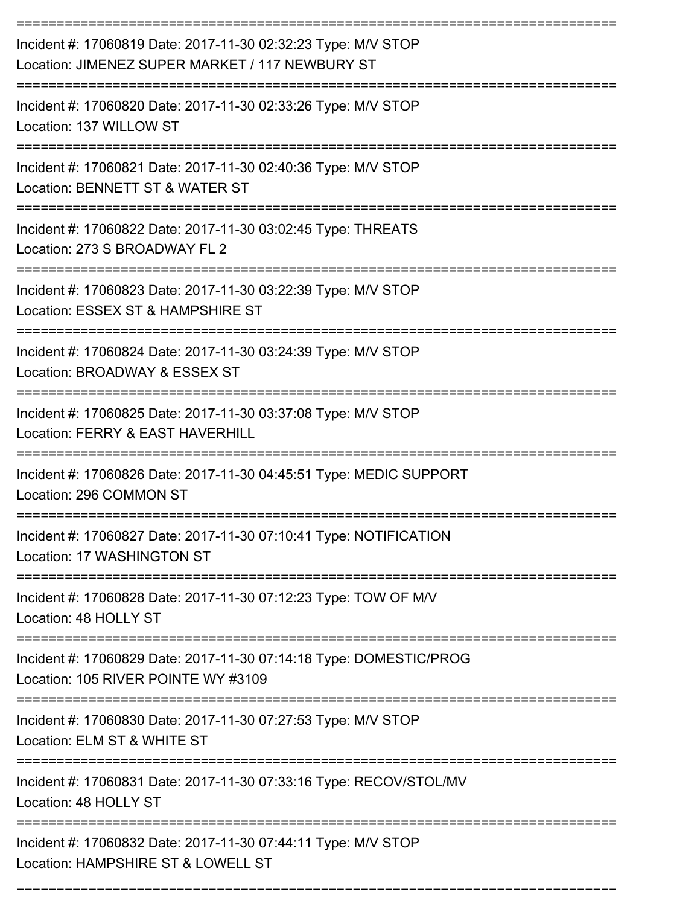Incident #: 17060819 Date: 2017-11-30 02:32:23 Type: M/V STOP
Location: JIMENEZ SUPER MARKET / 117 NEWBURY ST

Incident #: 17060820 Date: 2017-11-30 02:33:26 Type: M/V STOP
Location: 137 WILLOW ST

Incident #: 17060821 Date: 2017-11-30 02:40:36 Type: M/V STOP
Location: BENNETT ST & WATER ST

Incident #: 17060822 Date: 2017-11-30 03:02:45 Type: THREATS
Location: 273 S BROADWAY FL 2

Incident #: 17060823 Date: 2017-11-30 03:22:39 Type: M/V STOP
Location: ESSEX ST & HAMPSHIRE ST

Incident #: 17060824 Date: 2017-11-30 03:24:39 Type: M/V STOP
Location: BROADWAY & ESSEX ST

Incident #: 17060825 Date: 2017-11-30 03:37:08 Type: M/V STOP
Location: FERRY & EAST HAVERHILL

Incident #: 17060826 Date: 2017-11-30 04:45:51 Type: MEDIC SUPPORT
Location: 296 COMMON ST

Incident #: 17060827 Date: 2017-11-30 07:10:41 Type: NOTIFICATION
Location: 17 WASHINGTON ST

Incident #: 17060828 Date: 2017-11-30 07:12:23 Type: TOW OF M/V
Location: 48 HOLLY ST

Incident #: 17060829 Date: 2017-11-30 07:14:18 Type: DOMESTIC/PROG
Location: 105 RIVER POINTE WY #3109

Incident #: 17060830 Date: 2017-11-30 07:27:53 Type: M/V STOP
Location: ELM ST & WHITE ST

Incident #: 17060831 Date: 2017-11-30 07:33:16 Type: RECOV/STOL/MV
Location: 48 HOLLY ST

Incident #: 17060832 Date: 2017-11-30 07:44:11 Type: M/V STOP
Location: HAMPSHIRE ST & LOWELL ST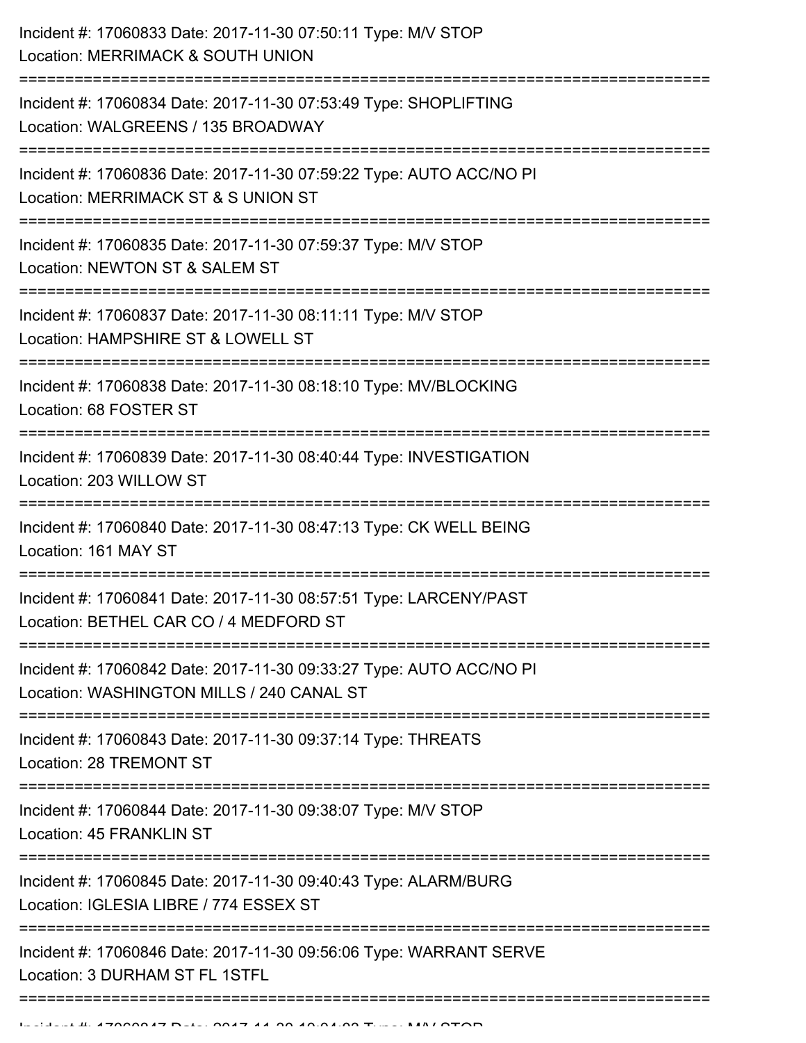Incident #: 17060833 Date: 2017-11-30 07:50:11 Type: M/V STOP
Location: MERRIMACK & SOUTH UNION

===========================================================================

Incident #: 17060834 Date: 2017-11-30 07:53:49 Type: SHOPLIFTING
Location: WALGREENS / 135 BROADWAY

===========================================================================

Incident #: 17060836 Date: 2017-11-30 07:59:22 Type: AUTO ACC/NO PI
Location: MERRIMACK ST & S UNION ST

===========================================================================

Incident #: 17060835 Date: 2017-11-30 07:59:37 Type: M/V STOP
Location: NEWTON ST & SALEM ST

===========================================================================

Incident #: 17060837 Date: 2017-11-30 08:11:11 Type: M/V STOP
Location: HAMPSHIRE ST & LOWELL ST

===========================================================================

Incident #: 17060838 Date: 2017-11-30 08:18:10 Type: MV/BLOCKING
Location: 68 FOSTER ST

===========================================================================

Incident #: 17060839 Date: 2017-11-30 08:40:44 Type: INVESTIGATION
Location: 203 WILLOW ST

===========================================================================

Incident #: 17060840 Date: 2017-11-30 08:47:13 Type: CK WELL BEING
Location: 161 MAY ST

===========================================================================

Incident #: 17060841 Date: 2017-11-30 08:57:51 Type: LARCENY/PAST
Location: BETHEL CAR CO / 4 MEDFORD ST

===========================================================================

Incident #: 17060842 Date: 2017-11-30 09:33:27 Type: AUTO ACC/NO PI
Location: WASHINGTON MILLS / 240 CANAL ST

===========================================================================

Incident #: 17060843 Date: 2017-11-30 09:37:14 Type: THREATS
Location: 28 TREMONT ST

===========================================================================

Incident #: 17060844 Date: 2017-11-30 09:38:07 Type: M/V STOP
Location: 45 FRANKLIN ST

===========================================================================

Incident #: 17060845 Date: 2017-11-30 09:40:43 Type: ALARM/BURG
Location: IGLESIA LIBRE / 774 ESSEX ST

===========================================================================

Incident #: 17060846 Date: 2017-11-30 09:56:06 Type: WARRANT SERVE
Location: 3 DURHAM ST FL 1STFL

===========================================================================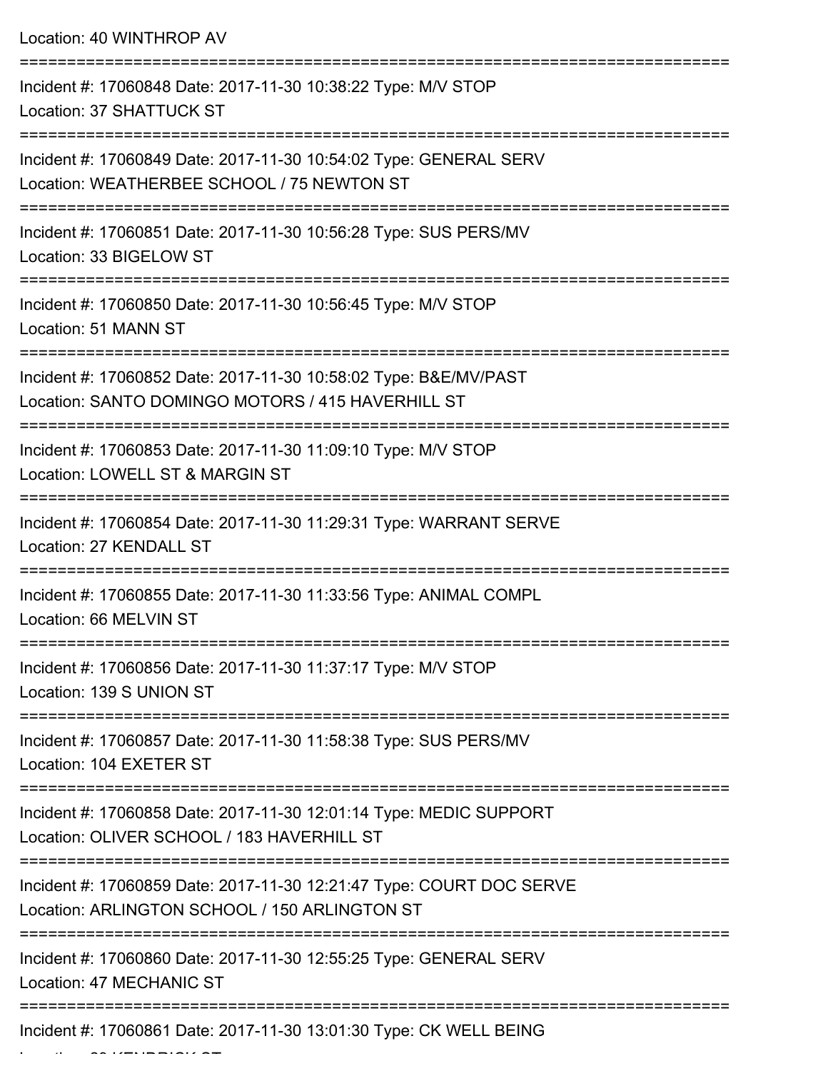Location: 40 WINTHROP AV

===========================================================================

Incident #: 17060848 Date: 2017-11-30 10:38:22 Type: M/V STOP
Location: 37 SHATTUCK ST

===========================================================================

Incident #: 17060849 Date: 2017-11-30 10:54:02 Type: GENERAL SERV
Location: WEATHERBEE SCHOOL / 75 NEWTON ST

===========================================================================

Incident #: 17060851 Date: 2017-11-30 10:56:28 Type: SUS PERS/MV
Location: 33 BIGELOW ST

===========================================================================

Incident #: 17060850 Date: 2017-11-30 10:56:45 Type: M/V STOP
Location: 51 MANN ST

===========================================================================

Incident #: 17060852 Date: 2017-11-30 10:58:02 Type: B&E/MV/PAST
Location: SANTO DOMINGO MOTORS / 415 HAVERHILL ST

===========================================================================

Incident #: 17060853 Date: 2017-11-30 11:09:10 Type: M/V STOP
Location: LOWELL ST & MARGIN ST

===========================================================================

Incident #: 17060854 Date: 2017-11-30 11:29:31 Type: WARRANT SERVE
Location: 27 KENDALL ST

===========================================================================

Incident #: 17060855 Date: 2017-11-30 11:33:56 Type: ANIMAL COMPL
Location: 66 MELVIN ST

===========================================================================

Incident #: 17060856 Date: 2017-11-30 11:37:17 Type: M/V STOP
Location: 139 S UNION ST

===========================================================================

Incident #: 17060857 Date: 2017-11-30 11:58:38 Type: SUS PERS/MV
Location: 104 EXETER ST

===========================================================================

Incident #: 17060858 Date: 2017-11-30 12:01:14 Type: MEDIC SUPPORT
Location: OLIVER SCHOOL / 183 HAVERHILL ST

===========================================================================

Incident #: 17060859 Date: 2017-11-30 12:21:47 Type: COURT DOC SERVE
Location: ARLINGTON SCHOOL / 150 ARLINGTON ST

===========================================================================

Incident #: 17060860 Date: 2017-11-30 12:55:25 Type: GENERAL SERV
Location: 47 MECHANIC ST

===========================================================================

Incident #: 17060861 Date: 2017-11-30 13:01:30 Type: CK WELL BEING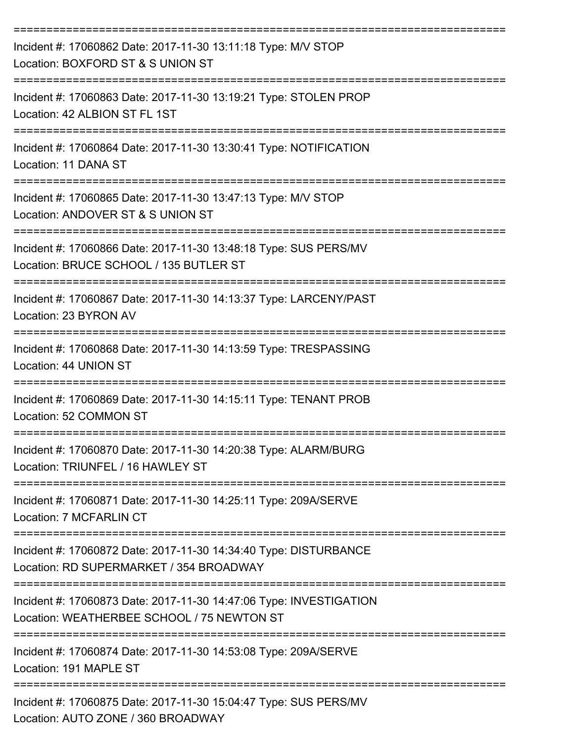===========================================================================
Incident #: 17060862 Date: 2017-11-30 13:11:18 Type: M/V STOP
Location: BOXFORD ST & S UNION ST
===========================================================================
Incident #: 17060863 Date: 2017-11-30 13:19:21 Type: STOLEN PROP
Location: 42 ALBION ST FL 1ST
===========================================================================
Incident #: 17060864 Date: 2017-11-30 13:30:41 Type: NOTIFICATION
Location: 11 DANA ST
===========================================================================
Incident #: 17060865 Date: 2017-11-30 13:47:13 Type: M/V STOP
Location: ANDOVER ST & S UNION ST
===========================================================================
Incident #: 17060866 Date: 2017-11-30 13:48:18 Type: SUS PERS/MV
Location: BRUCE SCHOOL / 135 BUTLER ST
===========================================================================
Incident #: 17060867 Date: 2017-11-30 14:13:37 Type: LARCENY/PAST
Location: 23 BYRON AV
===========================================================================
Incident #: 17060868 Date: 2017-11-30 14:13:59 Type: TRESPASSING
Location: 44 UNION ST
===========================================================================
Incident #: 17060869 Date: 2017-11-30 14:15:11 Type: TENANT PROB
Location: 52 COMMON ST
===========================================================================
Incident #: 17060870 Date: 2017-11-30 14:20:38 Type: ALARM/BURG
Location: TRIUNFEL / 16 HAWLEY ST
===========================================================================
Incident #: 17060871 Date: 2017-11-30 14:25:11 Type: 209A/SERVE
Location: 7 MCFARLIN CT
===========================================================================
Incident #: 17060872 Date: 2017-11-30 14:34:40 Type: DISTURBANCE
Location: RD SUPERMARKET / 354 BROADWAY
===========================================================================
Incident #: 17060873 Date: 2017-11-30 14:47:06 Type: INVESTIGATION
Location: WEATHERBEE SCHOOL / 75 NEWTON ST
===========================================================================
Incident #: 17060874 Date: 2017-11-30 14:53:08 Type: 209A/SERVE
Location: 191 MAPLE ST
===========================================================================
Incident #: 17060875 Date: 2017-11-30 15:04:47 Type: SUS PERS/MV
Location: AUTO ZONE / 360 BROADWAY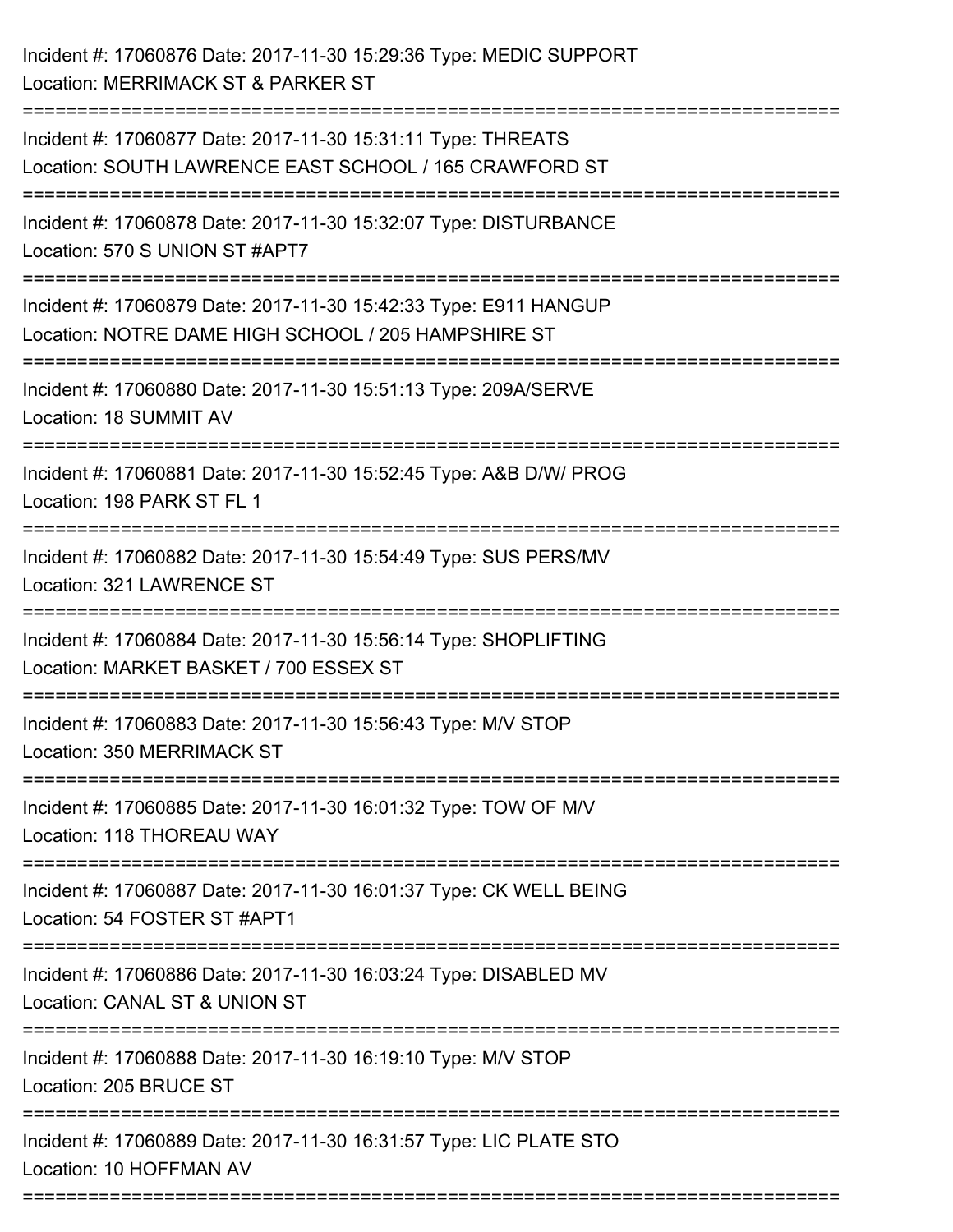Incident #: 17060876 Date: 2017-11-30 15:29:36 Type: MEDIC SUPPORT
Location: MERRIMACK ST & PARKER ST

===========================================================================

Incident #: 17060877 Date: 2017-11-30 15:31:11 Type: THREATS
Location: SOUTH LAWRENCE EAST SCHOOL / 165 CRAWFORD ST

===========================================================================

Incident #: 17060878 Date: 2017-11-30 15:32:07 Type: DISTURBANCE
Location: 570 S UNION ST #APT7

===========================================================================

Incident #: 17060879 Date: 2017-11-30 15:42:33 Type: E911 HANGUP
Location: NOTRE DAME HIGH SCHOOL / 205 HAMPSHIRE ST

===========================================================================

Incident #: 17060880 Date: 2017-11-30 15:51:13 Type: 209A/SERVE
Location: 18 SUMMIT AV

===========================================================================

Incident #: 17060881 Date: 2017-11-30 15:52:45 Type: A&B D/W/ PROG
Location: 198 PARK ST FL 1

===========================================================================

Incident #: 17060882 Date: 2017-11-30 15:54:49 Type: SUS PERS/MV
Location: 321 LAWRENCE ST

===========================================================================

Incident #: 17060884 Date: 2017-11-30 15:56:14 Type: SHOPLIFTING
Location: MARKET BASKET / 700 ESSEX ST

===========================================================================

Incident #: 17060883 Date: 2017-11-30 15:56:43 Type: M/V STOP
Location: 350 MERRIMACK ST

===========================================================================

Incident #: 17060885 Date: 2017-11-30 16:01:32 Type: TOW OF M/V
Location: 118 THOREAU WAY

===========================================================================

Incident #: 17060887 Date: 2017-11-30 16:01:37 Type: CK WELL BEING
Location: 54 FOSTER ST #APT1

===========================================================================

Incident #: 17060886 Date: 2017-11-30 16:03:24 Type: DISABLED MV
Location: CANAL ST & UNION ST

===========================================================================

Incident #: 17060888 Date: 2017-11-30 16:19:10 Type: M/V STOP
Location: 205 BRUCE ST

===========================================================================

Incident #: 17060889 Date: 2017-11-30 16:31:57 Type: LIC PLATE STO
Location: 10 HOFFMAN AV

===========================================================================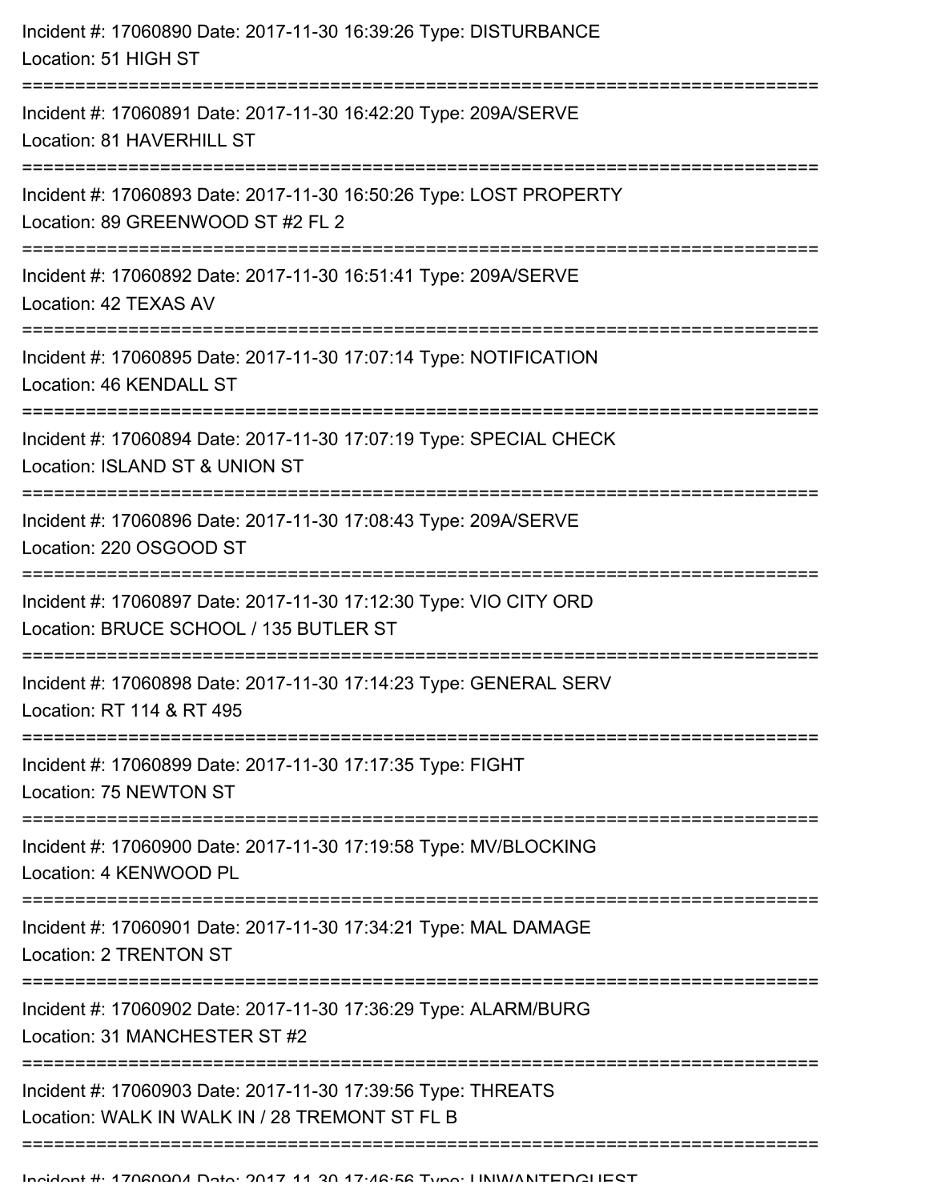Incident #: 17060890 Date: 2017-11-30 16:39:26 Type: DISTURBANCE
Location: 51 HIGH ST

===========================================================================

Incident #: 17060891 Date: 2017-11-30 16:42:20 Type: 209A/SERVE
Location: 81 HAVERHILL ST

===========================================================================

Incident #: 17060893 Date: 2017-11-30 16:50:26 Type: LOST PROPERTY
Location: 89 GREENWOOD ST #2 FL 2

===========================================================================

Incident #: 17060892 Date: 2017-11-30 16:51:41 Type: 209A/SERVE
Location: 42 TEXAS AV

===========================================================================

Incident #: 17060895 Date: 2017-11-30 17:07:14 Type: NOTIFICATION
Location: 46 KENDALL ST

===========================================================================

Incident #: 17060894 Date: 2017-11-30 17:07:19 Type: SPECIAL CHECK
Location: ISLAND ST & UNION ST

===========================================================================

Incident #: 17060896 Date: 2017-11-30 17:08:43 Type: 209A/SERVE
Location: 220 OSGOOD ST

===========================================================================

Incident #: 17060897 Date: 2017-11-30 17:12:30 Type: VIO CITY ORD
Location: BRUCE SCHOOL / 135 BUTLER ST

===========================================================================

Incident #: 17060898 Date: 2017-11-30 17:14:23 Type: GENERAL SERV
Location: RT 114 & RT 495

===========================================================================

Incident #: 17060899 Date: 2017-11-30 17:17:35 Type: FIGHT
Location: 75 NEWTON ST

===========================================================================

Incident #: 17060900 Date: 2017-11-30 17:19:58 Type: MV/BLOCKING
Location: 4 KENWOOD PL

===========================================================================

Incident #: 17060901 Date: 2017-11-30 17:34:21 Type: MAL DAMAGE
Location: 2 TRENTON ST

===========================================================================

Incident #: 17060902 Date: 2017-11-30 17:36:29 Type: ALARM/BURG
Location: 31 MANCHESTER ST #2

===========================================================================

Incident #: 17060903 Date: 2017-11-30 17:39:56 Type: THREATS
Location: WALK IN WALK IN / 28 TREMONT ST FL B

===========================================================================

Incident #: 17060904 Date: 2017-11-30 17:46:56 Type: UNWANTEDGUEST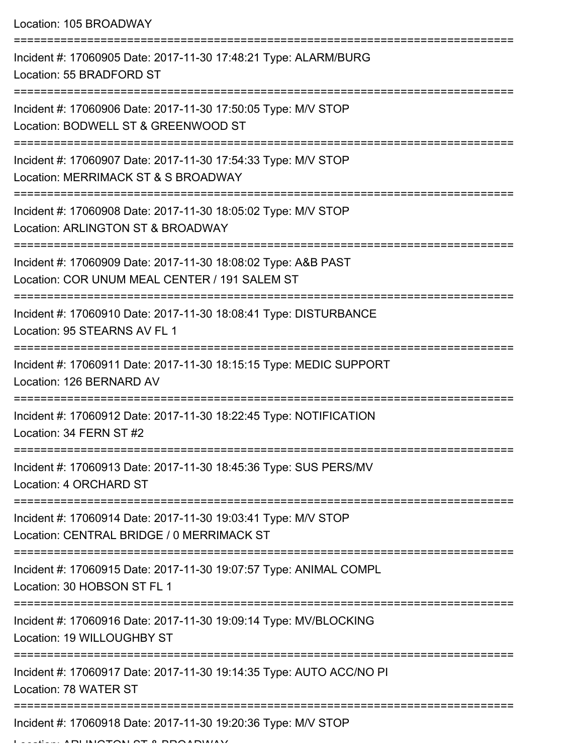Location: 105 BROADWAY

===========================================================================

Incident #: 17060905 Date: 2017-11-30 17:48:21 Type: ALARM/BURG
Location: 55 BRADFORD ST

===========================================================================

Incident #: 17060906 Date: 2017-11-30 17:50:05 Type: M/V STOP
Location: BODWELL ST & GREENWOOD ST

===========================================================================

Incident #: 17060907 Date: 2017-11-30 17:54:33 Type: M/V STOP
Location: MERRIMACK ST & S BROADWAY

===========================================================================

Incident #: 17060908 Date: 2017-11-30 18:05:02 Type: M/V STOP
Location: ARLINGTON ST & BROADWAY

===========================================================================

Incident #: 17060909 Date: 2017-11-30 18:08:02 Type: A&B PAST
Location: COR UNUM MEAL CENTER / 191 SALEM ST

===========================================================================

Incident #: 17060910 Date: 2017-11-30 18:08:41 Type: DISTURBANCE
Location: 95 STEARNS AV FL 1

===========================================================================

Incident #: 17060911 Date: 2017-11-30 18:15:15 Type: MEDIC SUPPORT
Location: 126 BERNARD AV

===========================================================================

Incident #: 17060912 Date: 2017-11-30 18:22:45 Type: NOTIFICATION
Location: 34 FERN ST #2

===========================================================================

Incident #: 17060913 Date: 2017-11-30 18:45:36 Type: SUS PERS/MV
Location: 4 ORCHARD ST

===========================================================================

Incident #: 17060914 Date: 2017-11-30 19:03:41 Type: M/V STOP
Location: CENTRAL BRIDGE / 0 MERRIMACK ST

===========================================================================

Incident #: 17060915 Date: 2017-11-30 19:07:57 Type: ANIMAL COMPL
Location: 30 HOBSON ST FL 1

===========================================================================

Incident #: 17060916 Date: 2017-11-30 19:09:14 Type: MV/BLOCKING
Location: 19 WILLOUGHBY ST

===========================================================================

Incident #: 17060917 Date: 2017-11-30 19:14:35 Type: AUTO ACC/NO PI
Location: 78 WATER ST

===========================================================================

Incident #: 17060918 Date: 2017-11-30 19:20:36 Type: M/V STOP
Location: ARLINGTON ST & BROADWAY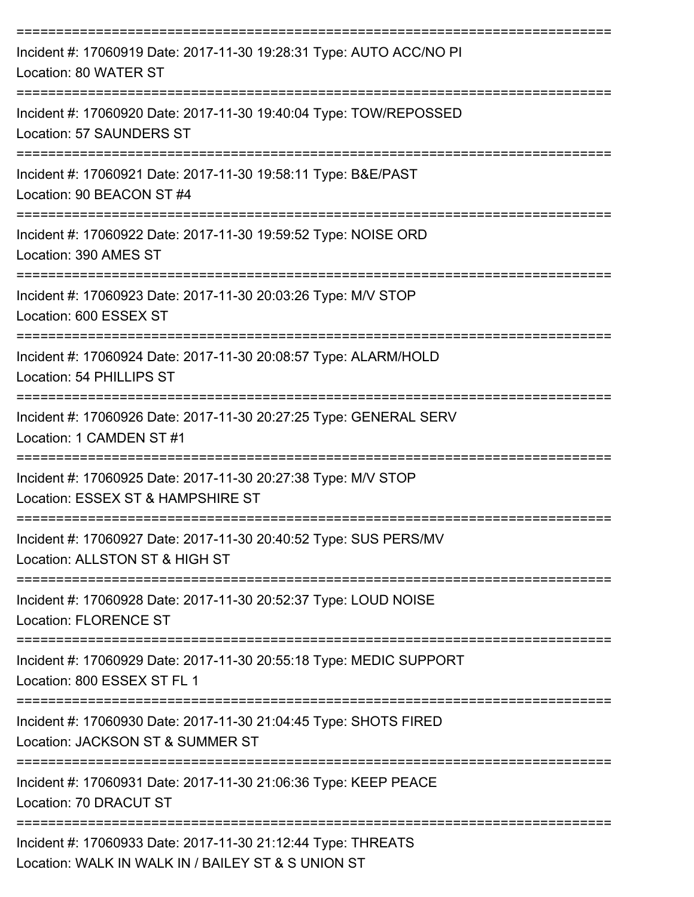===========================================================================

Incident #: 17060919 Date: 2017-11-30 19:28:31 Type: AUTO ACC/NO PI
Location: 80 WATER ST

===========================================================================

Incident #: 17060920 Date: 2017-11-30 19:40:04 Type: TOW/REPOSSED
Location: 57 SAUNDERS ST

===========================================================================

Incident #: 17060921 Date: 2017-11-30 19:58:11 Type: B&E/PAST
Location: 90 BEACON ST #4

===========================================================================

Incident #: 17060922 Date: 2017-11-30 19:59:52 Type: NOISE ORD
Location: 390 AMES ST

===========================================================================

Incident #: 17060923 Date: 2017-11-30 20:03:26 Type: M/V STOP
Location: 600 ESSEX ST

===========================================================================

Incident #: 17060924 Date: 2017-11-30 20:08:57 Type: ALARM/HOLD
Location: 54 PHILLIPS ST

===========================================================================

Incident #: 17060926 Date: 2017-11-30 20:27:25 Type: GENERAL SERV
Location: 1 CAMDEN ST #1

===========================================================================

Incident #: 17060925 Date: 2017-11-30 20:27:38 Type: M/V STOP
Location: ESSEX ST & HAMPSHIRE ST

===========================================================================

Incident #: 17060927 Date: 2017-11-30 20:40:52 Type: SUS PERS/MV
Location: ALLSTON ST & HIGH ST

===========================================================================

Incident #: 17060928 Date: 2017-11-30 20:52:37 Type: LOUD NOISE
Location: FLORENCE ST

===========================================================================

Incident #: 17060929 Date: 2017-11-30 20:55:18 Type: MEDIC SUPPORT
Location: 800 ESSEX ST FL 1

===========================================================================

Incident #: 17060930 Date: 2017-11-30 21:04:45 Type: SHOTS FIRED
Location: JACKSON ST & SUMMER ST

===========================================================================

Incident #: 17060931 Date: 2017-11-30 21:06:36 Type: KEEP PEACE
Location: 70 DRACUT ST

===========================================================================

Incident #: 17060933 Date: 2017-11-30 21:12:44 Type: THREATS
Location: WALK IN WALK IN / BAILEY ST & S UNION ST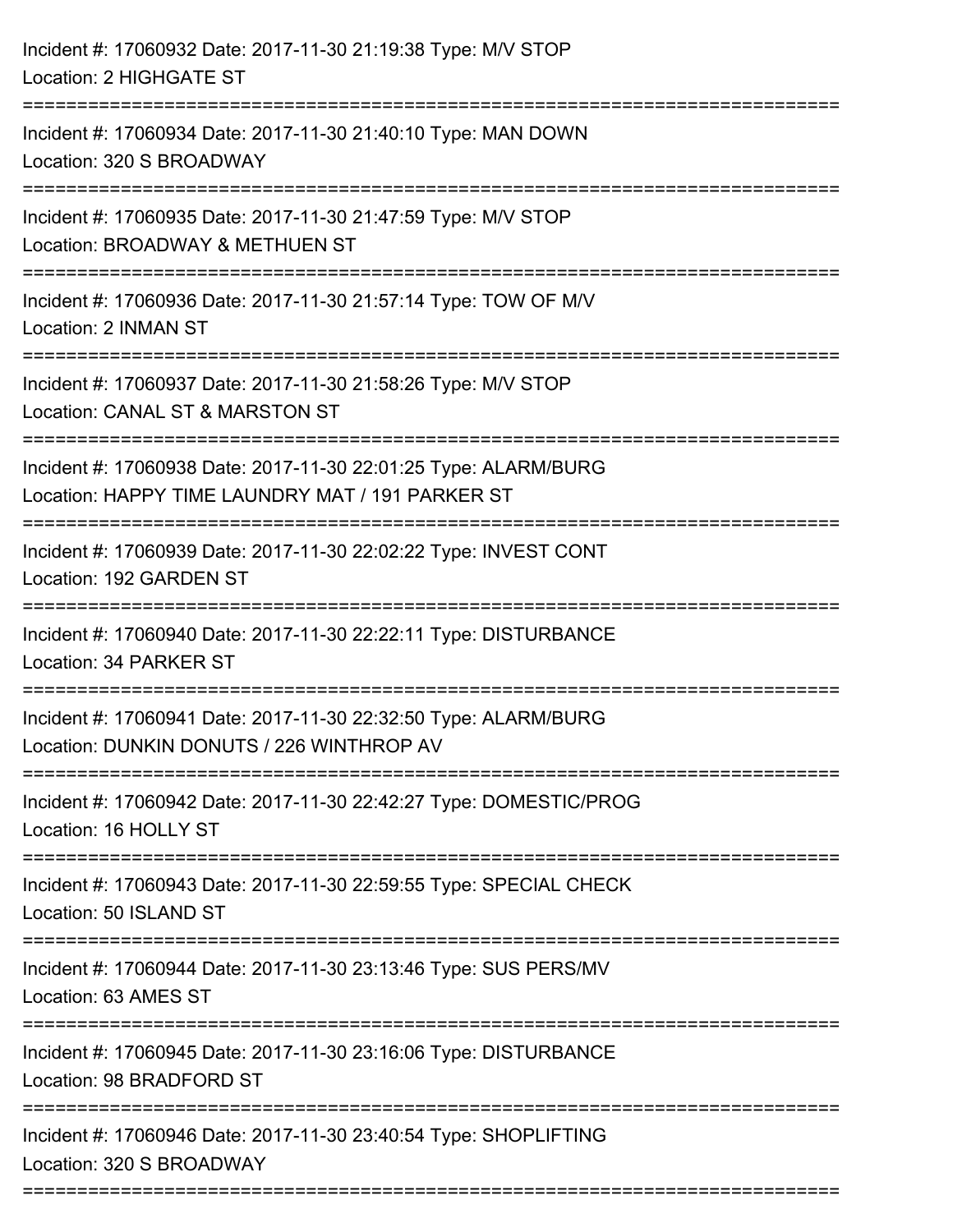Incident #: 17060932 Date: 2017-11-30 21:19:38 Type: M/V STOP
Location: 2 HIGHGATE ST

===========================================================================

Incident #: 17060934 Date: 2017-11-30 21:40:10 Type: MAN DOWN
Location: 320 S BROADWAY

===========================================================================

Incident #: 17060935 Date: 2017-11-30 21:47:59 Type: M/V STOP
Location: BROADWAY & METHUEN ST

===========================================================================

Incident #: 17060936 Date: 2017-11-30 21:57:14 Type: TOW OF M/V
Location: 2 INMAN ST

===========================================================================

Incident #: 17060937 Date: 2017-11-30 21:58:26 Type: M/V STOP
Location: CANAL ST & MARSTON ST

===========================================================================

Incident #: 17060938 Date: 2017-11-30 22:01:25 Type: ALARM/BURG
Location: HAPPY TIME LAUNDRY MAT / 191 PARKER ST

===========================================================================

Incident #: 17060939 Date: 2017-11-30 22:02:22 Type: INVEST CONT
Location: 192 GARDEN ST

===========================================================================

Incident #: 17060940 Date: 2017-11-30 22:22:11 Type: DISTURBANCE
Location: 34 PARKER ST

===========================================================================

Incident #: 17060941 Date: 2017-11-30 22:32:50 Type: ALARM/BURG
Location: DUNKIN DONUTS / 226 WINTHROP AV

===========================================================================

Incident #: 17060942 Date: 2017-11-30 22:42:27 Type: DOMESTIC/PROG
Location: 16 HOLLY ST

===========================================================================

Incident #: 17060943 Date: 2017-11-30 22:59:55 Type: SPECIAL CHECK
Location: 50 ISLAND ST

===========================================================================

Incident #: 17060944 Date: 2017-11-30 23:13:46 Type: SUS PERS/MV
Location: 63 AMES ST

===========================================================================

Incident #: 17060945 Date: 2017-11-30 23:16:06 Type: DISTURBANCE
Location: 98 BRADFORD ST

===========================================================================

Incident #: 17060946 Date: 2017-11-30 23:40:54 Type: SHOPLIFTING
Location: 320 S BROADWAY

===========================================================================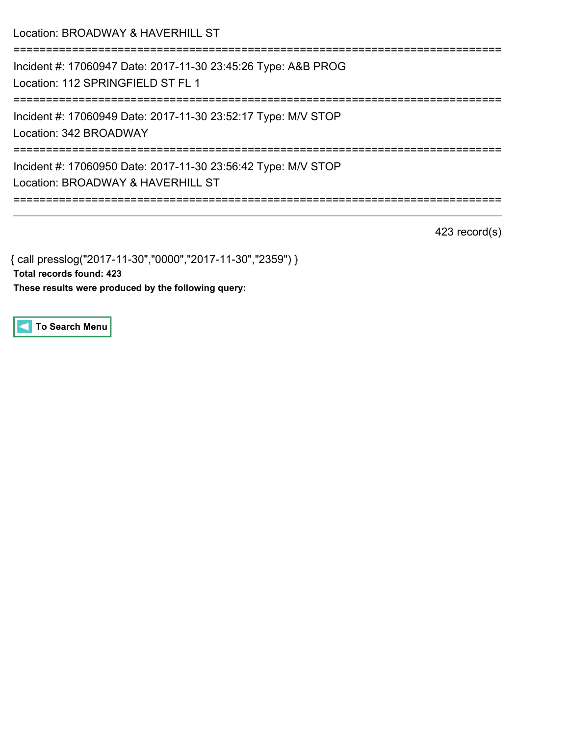Location: BROADWAY & HAVERHILL ST

===========================================================================

Incident #: 17060947 Date: 2017-11-30 23:45:26 Type: A&B PROG

Location: 112 SPRINGFIELD ST FL 1

===========================================================================

Incident #: 17060949 Date: 2017-11-30 23:52:17 Type: M/V STOP

Location: 342 BROADWAY

===========================================================================

Incident #: 17060950 Date: 2017-11-30 23:56:42 Type: M/V STOP

Location: BROADWAY & HAVERHILL ST

===========================================================================

---

423 record(s)

{ call presslog("2017-11-30","0000","2017-11-30","2359") }

**Total records found: 423**

**These results were produced by the following query:**

**To Search Menu**